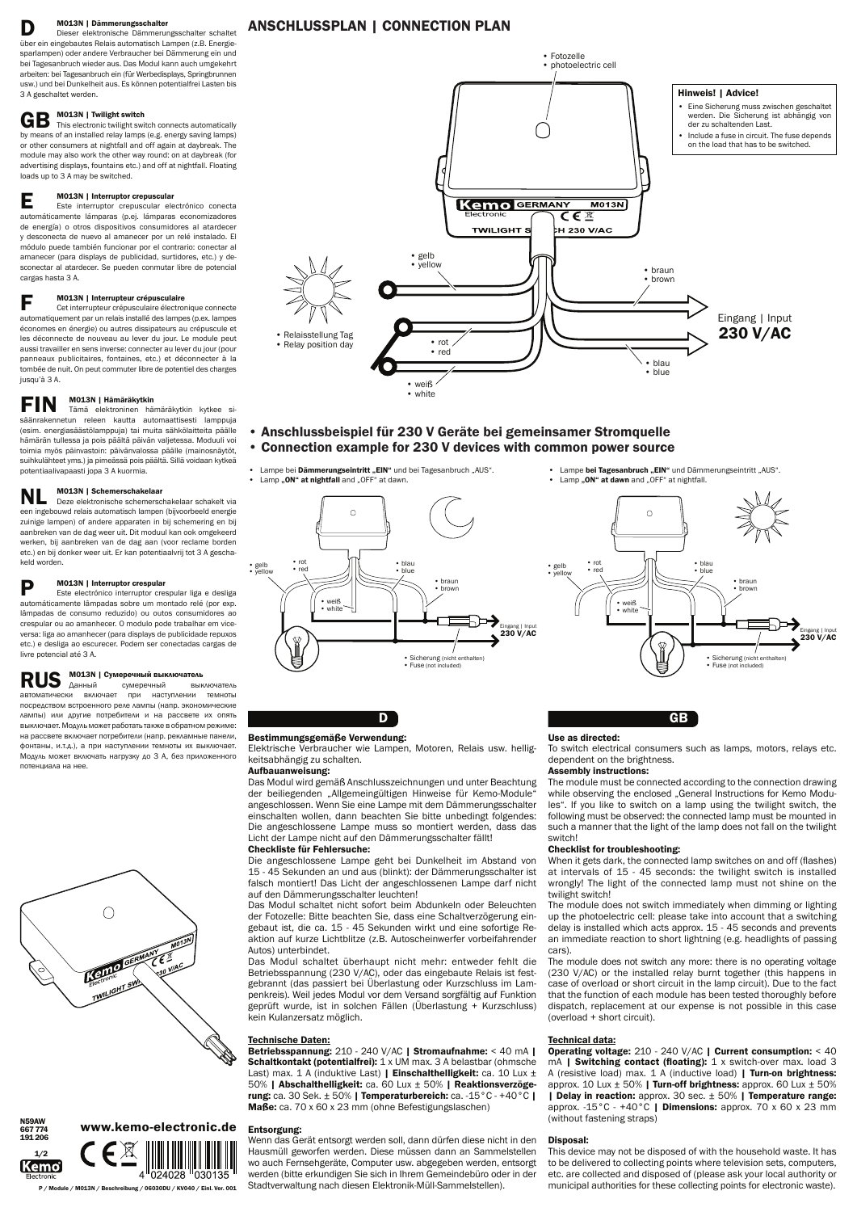## D M013N | Dämmerungsschalter

Dieser elektronische Dämmerungsschalter schaltet über ein eingebautes Relais automatisch Lampen (z.B. Energiesparlampen) oder andere Verbraucher bei Dämmerung ein und bei Tagesanbruch wieder aus. Das Modul kann auch umgekehrt arbeiten: bei Tagesanbruch ein (für Werbedisplays, Springbrunnen usw.) und bei Dunkelheit aus. Es können potentialfrei Lasten bis 3 A geschaltet werden.

## GB M013N | Twilight switch

This electronic twilight switch connects automatically by means of an installed relay lamps (e.g. energy saving lamps) or other consumers at nightfall and off again at daybreak. The module may also work the other way round: on at daybreak (for advertising displays, fountains etc.) and off at nightfall. Floating loads up to 3 A may be switched.

## E M013N | Interruptor crepuscular

Este interruptor crepuscular electrónico conecta automáticamente lámparas (p.ej. lámparas economizadores de energía) o otros dispositivos consumidores al atardecer y desconecta de nuevo al amanecer por un relé instalado. El módulo puede también funcionar por el contrario: conectar al amanecer (para displays de publicidad, surtidores, etc.) y desconectar al atardecer. Se pueden conmutar libre de potencial cargas hasta 3 A.

## F M013N | Interrupteur crépusculaire

Cet interrupteur crépusculaire électronique connecte automatiquement par un relais installé des lampes (p.ex. lampes économes en énergie) ou autres dissipateurs au crépuscule et les déconnecte de nouveau au lever du jour. Le module peut aussi travailler en sens inverse: connecter au lever du jour (pour panneaux publicitaires, fontaines, etc.) et déconnecter à la tombée de nuit. On peut commuter libre de potentiel des charges jusqu'à 3 A.

## FIN M013N | Hämäräkytkin

Tämä elektroninen hämäräkytkin kytkee sisäänrakennetun releen kautta automaattisesti lamppuja (esim. energiasäästölamppuja) tai muita sähkölaitteita päälle hämärän tullessa ja pois päältä päivän valjetessa. Moduli voi toimia myös päinvastoin: päivänvalossa päälle (mainosnäytöt, suihkulähteet yms.) ja pimeässä pois päältä. Sillä voidaan kytkeä potentiaalivapaasti jopa 3 A kuormia.

## NL M013N | Schemerschakelaar

Deze elektronische schemerschakelaar schakelt via een ingebouwd relais automatisch lampen (bijvoorbeeld energie zuinige lampen) of andere apparaten in bij schemering en bij aanbreken van de dag weer uit. Dit moduul kan ook omgekeerd werken, bij aanbreken van de dag aan (voor reclame borden etc.) en bij donker weer uit. Er kan potentiaalvrij tot 3 A geschakeld worden.

## P M013N | Interruptor crespular

Este eléctronico interruptor crespular liga e desliga automáticamente lâmpadas sobre um montado relé (por exp. lâmpadas de consumo reduzido) ou outos consumidores ao crespular ou ao amanhecer. O modulo pode trabalhar em viceversa: liga ao amanhecer (para displays de publicidade repuxos etc.) e desliga ao escurecer. Podem ser conectadas cargas de livre potencial até 3 A.

## RUS M013N | Сумеречный выключатель

Данный сумеречный выключатель автоматически включает при наступлении темноты посредством встроенного реле лампы (напр. экономические лампы) или другие потребители и на рассвете их опять выключает. Модуль может работать также в обратном режиме: на рассвете включает потребители (напр. рекламные панели, фонтаны, и.т.д.), а при наступлении темноты их выключает. Модуль может включать нагрузку до 3 А, без приложенного потенциала на нее.

# ANSCHLUSSPLAN | CONNECTION PLAN

- Fotozelle
- photoelectric cell

**Hinweis! | Advice!**

- Eine Sicherung muss zwischen geschaltet werden. Die Sicherung ist abhängig von der zu schaltenden Last.
- Include a fuse in circuit. The fuse depends on the load that has to be switched.

- gelb / yellow
- braun / brown
- rot / red
- blau / blue
- weiß / white
- Relaisstellung Tag / Relay position day

Eingang | Input 230 V/AC

- **Anschlussbeispiel für 230 V Geräte bei gemeinsamer Stromquelle**
- **Connection example for 230 V devices with common power source**

- Lampe bei **Dämmerungseintritt „EIN"** und bei Tagesanbruch „AUS".
- Lamp **„ON" at nightfall** and „OFF" at dawn.

- Lampe **bei Tagesanbruch „EIN"** und Dämmerungseintritt „AUS".
- Lamp **„ON" at dawn** and „OFF" at nightfall.

- Sicherung (nicht enthalten)
- Fuse (not included)

## D

### Bestimmungsgemäße Verwendung:

Elektrische Verbraucher wie Lampen, Motoren, Relais usw. helligkeitsabhängig zu schalten.

### Aufbauanweisung:

Das Modul wird gemäß Anschlusszeichnungen und unter Beachtung der beiliegenden „Allgemeingültigen Hinweise für Kemo-Module" angeschlossen. Wenn Sie eine Lampe mit dem Dämmerungsschalter einschalten wollen, dann beachten Sie bitte unbedingt folgendes: Die angeschlossene Lampe muss so montiert werden, dass das Licht der Lampe nicht auf den Dämmerungsschalter fällt!

### Checkliste für Fehlersuche:

Die angeschlossene Lampe geht bei Dunkelheit im Abstand von 15 - 45 Sekunden an und aus (blinkt): der Dämmerungsschalter ist falsch montiert! Das Licht der angeschlossenen Lampe darf nicht auf den Dämmerungsschalter leuchten!

Das Modul schaltet nicht sofort beim Abdunkeln oder Beleuchten der Fotozelle: Bitte beachten Sie, dass eine Schaltverzögerung eingebaut ist, die ca. 15 - 45 Sekunden wirkt und eine sofortige Reaktion auf kurze Lichtblitze (z.B. Autoscheinwerfer vorbeifahrender Autos) unterbindet.

Das Modul schaltet überhaupt nicht mehr: entweder fehlt die Betriebsspannung (230 V/AC), oder das eingebaute Relais ist festgebrannt (das passiert bei Überlastung oder Kurzschluss im Lampenkreis). Weil jedes Modul vor dem Versand sorgfältig auf Funktion geprüft wurde, ist in solchen Fällen (Überlastung + Kurzschluss) kein Kulanzersatz möglich.

### Technische Daten:

**Betriebsspannung:** 210 - 240 V/AC **| Stromaufnahme:** < 40 mA **| Schaltkontakt (potentialfrei):** 1 x UM max. 3 A belastbar (ohmsche Last) max. 1 A (induktive Last) **| Einschalthelligkeit:** ca. 10 Lux ± 50% **| Abschalthelligkeit:** ca. 60 Lux ± 50% **| Reaktionsverzögerung:** ca. 30 Sek. ± 50% **| Temperaturbereich:** ca. -15°C - +40°C **| Maße:** ca. 70 x 60 x 23 mm (ohne Befestigungslaschen)

### Entsorgung:

Wenn das Gerät entsorgt werden soll, dann dürfen diese nicht in den Hausmüll geworfen werden. Diese müssen dann an Sammelstellen wo auch Fernsehgeräte, Computer usw. abgegeben werden, entsorgt werden (bitte erkundigen Sie sich in Ihrem Gemeindebüro oder in der Stadtverwaltung nach diesen Elektronik-Müll-Sammelstellen).

## GB

### Use as directed:

To switch electrical consumers such as lamps, motors, relays etc. dependent on the brightness.

### Assembly instructions:

The module must be connected according to the connection drawing while observing the enclosed „General Instructions for Kemo Modules". If you like to switch on a lamp using the twilight switch, the following must be observed: the connected lamp must be mounted in such a manner that the light of the lamp does not fall on the twilight switch!

### Checklist for troubleshooting:

When it gets dark, the connected lamp switches on and off (flashes) at intervals of 15 - 45 seconds: the twilight switch is installed wrongly! The light of the connected lamp must not shine on the twilight switch!

The module does not switch immediately when dimming or lighting up the photoelectric cell: please take into account that a switching delay is installed which acts approx. 15 - 45 seconds and prevents an immediate reaction to short lightning (e.g. headlights of passing cars).

The module does not switch any more: there is no operating voltage (230 V/AC) or the installed relay burnt together (this happens in case of overload or short circuit in the lamp circuit). Due to the fact that the function of each module has been tested thoroughly before dispatch, replacement at our expense is not possible in this case (overload + short circuit).

### Technical data:

**Operating voltage:** 210 - 240 V/AC **| Current consumption:** < 40 mA **| Switching contact (floating):** 1 x switch-over max. load 3 A (resistive load) max. 1 A (inductive load) **| Turn-on brightness:** approx. 10 Lux ± 50% **| Turn-off brightness:** approx. 60 Lux ± 50% **| Delay in reaction:** approx. 30 sec. ± 50% **| Temperature range:** approx. -15°C - +40°C **| Dimensions:** approx. 70 x 60 x 23 mm (without fastening straps)

### Disposal:

This device may not be disposed of with the household waste. It has to be delivered to collecting points where television sets, computers, etc. are collected and disposed of (please ask your local authority or municipal authorities for these collecting points for electronic waste).

N59AW
667 774
191 206

www.kemo-electronic.de

P / Module / M013N / Beschreibung / 06030DU / KV040 / Einl. Ver. 001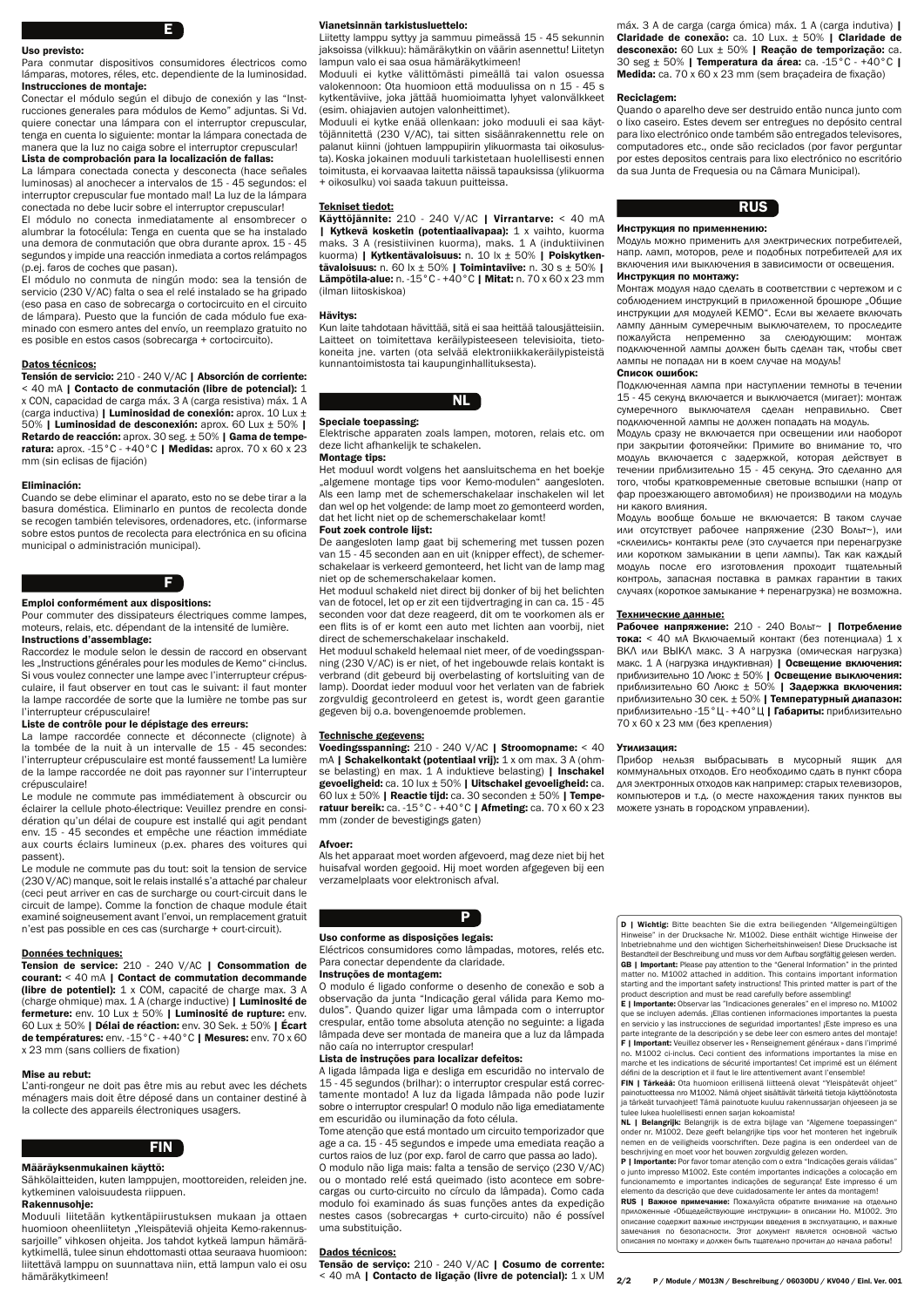# E

### Uso previsto:

Para conmutar dispositivos consumidores eléctricos como lámparas, motores, relés, etc. dependiente de la luminosidad.

### Instrucciones de montaje:

Conectar el módulo según el dibujo de conexión y las "Instrucciones generales para módulos de Kemo" adjuntas. Si Vd. quiere conectar una lámpara con el interruptor crepuscular, tenga en cuenta lo siguiente: montar la lámpara conectada de manera que la luz no caiga sobre el interruptor crepuscular!

### Lista de comprobación para la localización de fallas:

La lámpara conectada conecta y desconecta (hace señales luminosas) al anochecer a intervalos de 15 - 45 segundos: el interruptor crepuscular fue montado mal! La luz de la lámpara conectada no debe lucir sobre el interruptor crepuscular!

El módulo no conecta inmediatamente al ensombrecer o alumbrar la fotocélula: Tenga en cuenta que se ha instalado una demora de conmutación que obra durante aprox. 15 - 45 segundos y impide una reacción inmediata a cortos relámpagos (p.ej. faros de coches que pasan).

El módulo no conmuta de ningún modo: sea la tensión de servicio (230 V/AC) falta o sea el relé instalado se ha gripado (esa pasa en caso de sobrecarga o cortocircuito en el circuito de lámpara). Puesto que la función de cada módulo fue examinado con esmero antes del envío, un reemplazo gratuito no es posible en estos casos (sobrecarga + cortocircuito).

### Datos técnicos:

**Tensión de servicio:** 210 - 240 V/AC **| Absorción de corriente:** < 40 mA **| Contacto de conmutación (libre de potencial):** 1 x CON, capacidad de carga máx. 3 A (carga resistiva) máx. 1 A (carga inductiva) **| Luminosidad de conexión:** aprox. 10 Lux ± 50% **| Luminosidad de desconexión:** aprox. 60 Lux ± 50% **| Retardo de reacción:** aprox. 30 seg. ± 50% **| Gama de temperatura:** aprox. -15 °C - +40 °C **| Medidas:** aprox. 70 x 60 x 23 mm (sin eclisas de fijación)

### Eliminación:

Cuando se debe eliminar el aparato, esto no se debe tirar a la basura doméstica. Eliminarlo en puntos de recolecta donde se recogen también televisores, ordenadores, etc. (informarse sobre estos puntos de recolecta para electrónica en su oficina municipal o administración municipal).

# F

### Emploi conformément aux dispositions:

Pour commuter des dissipateurs électriques comme lampes, moteurs, relais, etc. dépendant de la intensité de lumière.

### Instructions d'assemblage:

Raccordez le module selon le dessin de raccord en observant les „Instructions générales pour les modules de Kemo" ci-inclus. Si vous voulez connecter une lampe avec l'interrupteur crépusculaire, il faut observer en tout cas le suivant: il faut monter la lampe raccordée de sorte que la lumière ne tombe pas sur l'interrupteur crépusculaire!

### Liste de contrôle pour le dépistage des erreurs:

La lampe raccordée connecte et déconnecte (clignote) à la tombée de la nuit à un intervalle de 15 - 45 secondes: l'interrupteur crépusculaire est monté faussement! La lumière de la lampe raccordée ne doit pas rayonner sur l'interrupteur crépusculaire!

Le module ne commute pas immédiatement à obscurcir ou éclairer la cellule photo-électrique: Veuillez prendre en considération qu'un délai de coupure est installé qui agit pendant env. 15 - 45 secondes et empêche une réaction immédiate aux courts éclairs lumineux (p.ex. phares des voitures qui passent).

Le module ne commute pas du tout: soit la tension de service (230 V/AC) manque, soit le relais installé s'a attaché par chaleur (ceci peut arriver en cas de surcharge ou court-circuit dans le circuit de lampe). Comme la fonction de chaque module était examiné soigneusement avant l'envoi, un remplacement gratuit n'est pas possible en ces cas (surcharge + court-circuit).

### Données techniques:

**Tension de service:** 210 - 240 V/AC **| Consommation de courant:** < 40 mA **| Contact de commutation decommande (libre de potentiel):** 1 x COM, capacité de charge max. 3 A (charge ohmique) max. 1 A (charge inductive) **| Luminosité de fermeture:** env. 10 Lux ± 50% **| Luminosité de rupture:** env. 60 Lux ± 50% **| Délai de réaction:** env. 30 Sek. ± 50% **| Écart de températures:** env. -15 °C - +40 °C **| Mesures:** env. 70 x 60 x 23 mm (sans colliers de fixation)

### Mise au rebut:

L'anti-rongeur ne doit pas être mis au rebut avec les déchets ménagers mais doit être déposé dans un container destiné à la collecte des appareils électroniques usagers.

# FIN

### Määräyksenmukainen käyttö:

Sähkölaitteiden, kuten lamppujen, moottoreiden, releiden jne. kytkeminen valoisuudesta riippuen.

### Rakennusohje:

Moduuli liitetään kytkentäpiirustuksen mukaan ja ottaen huomioon oheenliitetyn „Yleispäteviä ohjeita Kemo-rakennussarjoille" vihkosen ohjeita. Jos tahdot kytkeä lampun hämäräkytkimellä, tulee sinun ehdottomasti ottaa seuraava huomioon: liitettävä lamppu on suunnattava niin, että lampun valo ei osu hämäräkytkimeen!

### Vianetsinnän tarkistusluettelo:

Liitetty lamppu syttyy ja sammuu pimeässä 15 - 45 sekunnin jaksoissa (vilkkuu): hämäräkytkin on väärin asennettu! Liitetyn lampun valo ei saa osua hämäräkytkimeen!

Moduuli ei kytke välittömästi pimeällä tai valon osuessa valokennoon: Ota huomioon että moduulissa on n 15 - 45 s kytkentäviive, joka jättää huomioimatta lyhyet valonvälkkeet (esim. ohiajavien autojen valonheittimet).

Moduuli ei kytke enää ollenkaan: joko moduuli ei saa käyttöjännitettä (230 V/AC), tai sitten sisäänrakennettu rele on palanut kiinni (johtuen lamppupiirin ylikuormasta tai oikosulusta). Koska jokainen moduuli tarkistetaan huolellisesti ennen toimitusta, ei korvaavaa laitetta näissä tapauksissa (ylikuorma + oikosulku) voi saada takuun puitteissa.

### Tekniset tiedot:

**Käyttöjännite:** 210 - 240 V/AC **| Virrantarve:** < 40 mA **| Kytkevä kosketin (potentiaalivapaa):** 1 x vaihto, kuorma maks. 3 A (resistiivinen kuorma), maks. 1 A (induktiivinen kuorma) **| Kytkentävaloisuus:** n. 10 lx ± 50% **| Poiskytkentävaloisuus:** n. 60 lx ± 50% **| Toimintaviive:** n. 30 s ± 50% **| Lämpötila-alue:** n. -15 °C - +40 °C **| Mitat:** n. 70 x 60 x 23 mm (ilman liitoskiskoa)

### Hävitys:

Kun laite tahdotaan hävittää, sitä ei saa heittää talousjätteisiin. Laitteet on toimitettava keräilypisteeseen televisioita, tietokoneita jne. varten (ota selvää elektroniikkakeräilypisteistä kunnantoimistosta tai kaupunginhallituksesta).

# NL

### Speciale toepassing:

Elektrische apparaten zoals lampen, motoren, relais etc. om deze licht afhankelijk te schakelen.

### Montage tips:

Het moduul wordt volgens het aansluitschema en het boekje „algemene montage tips voor Kemo-modulen" aangesloten. Als een lamp met de schemerschakelaar inschakelen wil let dan wel op het volgende: de lamp moet zo gemonteerd worden, dat het licht niet op de schemerschakelaar komt!

### Fout zoek controle lijst:

De aangesloten lamp gaat bij schemering met tussen pozen van 15 - 45 seconden aan en uit (knipper effect), de schemerschakelaar is verkeerd gemonteerd, het licht van de lamp mag niet op de schemerschakelaar komen.

Het moduul schakeld niet direct bij donker of bij het belichten van de fotocel, let op er zit een tijdvertraging in can ca. 15 - 45 seconden voor dat deze reageerd, dit om te voorkomen als er een flits is of er komt een auto met lichten aan voorbij, niet direct de schemerschakelaar inschakeld.

Het moduul schakeld helemaal niet meer, of de voedingsspanning (230 V/AC) is er niet, of het ingebouwde relais kontakt is verbrand (dit gebeurd bij overbelasting of kortsluiting van de lamp). Doordat ieder moduul voor het verlaten van de fabriek zorgvuldig gecontroleerd en getest is, wordt geen garantie gegeven bij o.a. bovengenoemde problemen.

### Technische gegevens:

**Voedingsspanning:** 210 - 240 V/AC **| Stroomopname:** < 40 mA **| Schakelkontakt (potentiaal vrij):** 1 x om max. 3 A (ohmse belasting) en max. 1 A inductieve belasting) **| Inschakel gevoeligheid:** ca. 10 lux ± 50% **| Uitschakel gevoeligheid:** ca. 60 lux ± 50% **| Reactie tijd:** ca. 30 seconden ± 50% **| Temperatuur bereik:** ca. -15 °C - +40 °C **| Afmeting:** ca. 70 x 60 x 23 mm (zonder de bevestigings gaten)

### Afvoer:

Als het apparaat moet worden afgevoerd, mag deze niet bij het huisafval worden gegooid. Hij moet worden afgegeven bij een verzamelplaats voor elektronisch afval.

# P

### Uso conforme as disposições legais:

Eléctricos consumidores como lâmpadas, motores, relés etc. Para conectar dependente da claridade.

### Instruções de montagem:

O modulo é ligado conforme o desenho de conexão e sob a observação da junta "Indicação geral válida para Kemo modulos". Quando quizer ligar uma lâmpada com o interruptor crespular, então tome absoluta atenção no seguinte: a ligada lâmpada deve ser montada de maneira que a luz da lâmpada não caía no interruptor crespular!

### Lista de instruções para localizar defeitos:

A ligada lâmpada liga e desliga em escuridão no intervalo de 15 - 45 segundos (brilhar): o interruptor crespular está correctamente montado! A luz da ligada lâmpada não pode luzir sobre o interruptor crespular! O modulo não liga emediatamente em escuridão ou iluminação da foto célula.

Tome atenção que está montado um circuito temporizador que age a ca. 15 - 45 segundos e impede uma emediata reação a curtos raios de luz (por exp. farol de carro que passa ao lado). O modulo não liga mais: falta a tensão de serviço (230 V/AC) ou o montado relé está queimado (isto acontece em sobrecargas ou curto-circuito no círculo da lâmpada). Como cada modulo foi examinado às suas funções antes da expedição nestes casos (sobrecargas + curto-circuito) não é possível uma substituição.

### Dados técnicos:

**Tensão de serviço:** 210 - 240 V/AC **| Cosumo de corrente:** < 40 mA **| Contacto de ligação (livre de potencial):** 1 x UM máx. 3 A de carga (carga ómica) máx. 1 A (carga indutiva) **| Claridade de conexão:** ca. 10 Lux. ± 50% **| Claridade de desconexão:** 60 Lux ± 50% **| Reação de temporização:** ca. 30 seg ± 50% **| Temperatura da área:** ca. -15 °C - +40 °C **| Medida:** ca. 70 x 60 x 23 mm (sem braçadeira de fixação)

### Reciclagem:

Quando o aparelho deve ser destruido então nunca junto com o lixo caseiro. Estes devem ser entregues no depósito central para lixo electrónico onde também são entregados televisores, computadores etc., onde são reciclados (por favor perguntar por estes depositos centrais para lixo electrónico no escritório da sua Junta de Frequesia ou na Câmara Municipal).

# RUS

### Инструкция по примененнию:

Модуль можно применить для электрических потребителей, напр. ламп, моторов, реле и подобных потребителей для их включения или выключения в зависимости от освещения.

### Инструкция по монтажу:

Монтаж модуля надо сделать в соответствии с чертежом и с соблюдением инструкций в приложенной брошюре „Общие инструкции для модулей KEMO". Если вы желаете включать лампу данным сумеречным выключателем, то проследите пожалуйста непременно за следующим: монтаж подключенной лампы должен быть сделан так, чтобы свет лампы не попадал ни в коем случае на модуль!

### Список ошибок:

Подключенная лампа при наступлении темноты в течении 15 - 45 секунд включается и выключается (мигает): монтаж сумеречного выключателя сделан неправильно. Свет подключенной лампы не должен попадать на модуль.

Модуль сразу не включается при освещении или наоборот при закрытии фотоячейки: Примите во внимание то, что модуль включается с задержкой, которая действует в течении приблизительно 15 - 45 секунд. Это сделанно для того, чтобы кратковременные световые вспышки (напр от фар проезжающего автомобиля) не производили на модуль ни какого влияния.

Модуль вообще больше не включается: В таком случае или отсутствует рабочее напряжение (230 Вольт~), или «склеились» контакты реле (это случается при перенагрузке или коротком замыкании в цепи лампы). Так как каждый модуль после его изготовления проходит тщательный контроль, запасная поставка в рамках гарантии в таких случаях (короткое замыкание + перенагрузка) не возможна.

### Технические данные:

**Рабочее напряжение:** 210 - 240 Вольт~ **| Потребление тока:** < 40 мА Включаемый контакт (без потенциала) 1 x ВКЛ или ВЫКЛ макс. 3 А нагрузка (омическая нагрузка) макс. 1 А (нагрузка индуктивная) **| Освещение включения:** приблизительно 10 Люкс ± 50% **| Освещение выключения:** приблизительно 60 Люкс ± 50% **| Задержка включения:** приблизительно 30 сек. ± 50% **| Температурный диапазон:** приблизительно -15 °Ц - +40 °Ц **| Габариты:** приблизительно 70 x 60 x 23 мм (без крепления)

### Утилизация:

Прибор нельзя выбрасывать в мусорный ящик для коммунальных отходов. Его необходимо сдать в пункт сбора для электронных отходов как например: старых телевизоров, компьютеров и т.д. (о месте нахождения таких пунктов вы можете узнать в городском управлении).

---

**D | Wichtig:** Bitte beachten Sie die extra beiliegenden "Allgemeingültigen Hinweise" in der Drucksache Nr. M1002. Diese enthält wichtige Hinweise der Inbetriebnahme und den wichtigen Sicherheitshinweisen! Diese Drucksache ist Bestandteil der Beschreibung und muss vor dem Aufbau sorgfältig gelesen werden.

**GB | Important:** Please pay attention to the "General Information" in the printed matter no. M1002 attached in addition. This contains important information starting and the important safety instructions! This printed matter is part of the product description and must be read carefully before assembling!

**E | Importante:** Observar las "Indicaciones generales" en el impreso no. M1002 que se incluyen además. ¡Ellas contienen informaciones importantes la puesta en servicio y las instrucciones de seguridad importantes! ¡Este impreso es una parte integrante de la descripción y se debe leer con esmero antes del montaje!

**F | Important:** Veuillez observer les « Renseignement généraux » dans l'imprimé no. M1002 ci-inclus. Ceci contient des informations importantes la mise en marche et les indications de sécurité importantes! Cet imprimé est un élément défini de la description et il faut le lire attentivement avant l'ensemble!

**FIN | Tärkeää:** Ota huomioon erillisenä liitteenä olevat "Yleispäteviä ohjeet" painotuotteessa nro M1002. Nämä ohjeet sisältävät tärkeitä tietoja käyttöönotosta ja tärkeät turvaohjeet! Tämä painotuote kuuluu rakennussarjan ohjeeseen ja se tulee lukea huolellisesti ennen sarjan kokoamista!

**NL | Belangrijk:** Belangrijk is de extra bijlage van "Algemene toepassingen" onder nr. M1002. Deze geeft belangrijke tips voor het monteren het ingebruik nemen en de veiligheids voorschriften. Deze pagina is een onderdeel van de beschrijving en moet voor het bouwen zorgvuldig gelezen worden.

**P | Importante:** Por favor tomar atenção com o extra "Indicações gerais válidas" o junto impresso M1002. Este contém informações importantes indicações a colocação em funcionamento e importantes indicações de segurança! Este impresso é um elemento da descrição que deve cuidadosamente ler antes da montagem!

**RUS | Важное примечание:** Пожалуйста обратите внимание на отдельно приложенные «Общедейстующие инструкции» в описании Но. M1002. Это описание содержит важные инструкции введения в эксплуатацию, и важные замечания по безопасности. Этот документ является основной частью описания по монтажу и должен быть тщательно прочитан до начала работы!

P / Module / M013N / Beschreibung / 06030DU / KV040 / Einl. Ver. 001